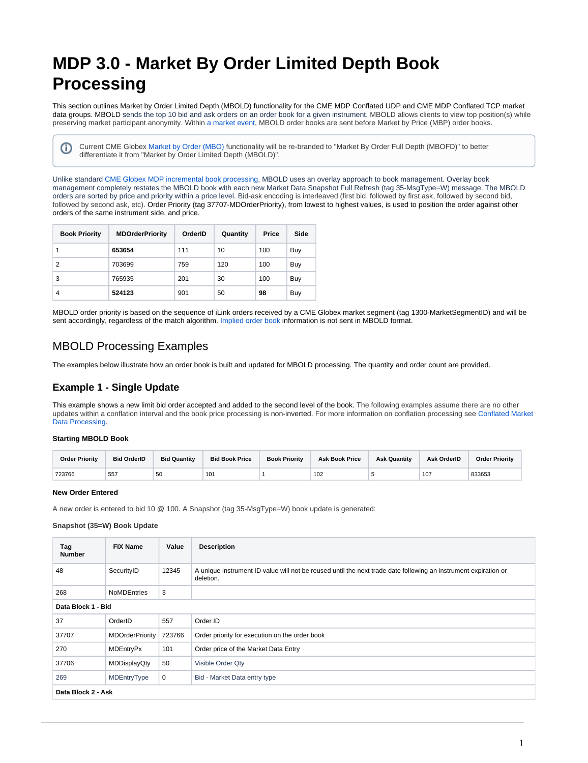# MDP 3.0 - Market By Order Limited Depth Book Processing

This section outlines Market by Order Limited Depth (MBOLD) functionality for the CME MDP Conflated UDP and CME MDP Conflated TCP market data groups. MBOLD sends the top 10 bid and ask orders on an order book for a given instrument. MBOLD allows clients to view top position(s) while preserving market participant anonymity. Within a market event, MBOLD order books are sent before Market by Price (MBP) order books.

> Current CME Globex Market by Order (MBO) functionality will be re-branded to "Market By Order Full Depth (MBOFD)" to better differentiate it from "Market by Order Limited Depth (MBOLD)".

Unlike standard CME Globex MDP incremental book processing, MBOLD uses an overlay approach to book management. Overlay book management completely restates the MBOLD book with each new Market Data Snapshot Full Refresh (tag 35-MsgType=W) message. The MBOLD orders are sorted by price and priority within a price level. Bid-ask encoding is interleaved (first bid, followed by first ask, followed by second bid, followed by second ask, etc). Order Priority (tag 37707-MDOrderPriority), from lowest to highest values, is used to position the order against other orders of the same instrument side, and price.

| Book Priority | MDOrderPriority | OrderID | Quantity | Price | Side |
|---|---|---|---|---|---|
| 1 | **653654** | 111 | 10 | 100 | Buy |
| 2 | 703699 | 759 | 120 | 100 | Buy |
| 3 | 765935 | 201 | 30 | 100 | Buy |
| 4 | **524123** | 901 | 50 | **98** | Buy |

MBOLD order priority is based on the sequence of iLink orders received by a CME Globex market segment (tag 1300-MarketSegmentID) and will be sent accordingly, regardless of the match algorithm. Implied order book information is not sent in MBOLD format.

## MBOLD Processing Examples

The examples below illustrate how an order book is built and updated for MBOLD processing. The quantity and order count are provided.

### Example 1 - Single Update

This example shows a new limit bid order accepted and added to the second level of the book. The following examples assume there are no other updates within a conflation interval and the book price processing is non-inverted. For more information on conflation processing see Conflated Market Data Processing.

**Starting MBOLD Book**

| Order Priority | Bid OrderID | Bid Quantity | Bid Book Price | Book Priority | Ask Book Price | Ask Quantity | Ask OrderID | Order Priority |
|---|---|---|---|---|---|---|---|---|
| 723766 | 557 | 50 | 101 | 1 | 102 | 5 | 107 | 833653 |

**New Order Entered**

A new order is entered to bid 10 @ 100. A Snapshot (tag 35-MsgType=W) book update is generated:

**Snapshot (35=W) Book Update**

| Tag Number | FIX Name | Value | Description |
|---|---|---|---|
| 48 | SecurityID | 12345 | A unique instrument ID value will not be reused until the next trade date following an instrument expiration or deletion. |
| 268 | NoMDEntries | 3 | |
| **Data Block 1 - Bid** | | | |
| 37 | OrderID | 557 | Order ID |
| 37707 | MDOrderPriority | 723766 | Order priority for execution on the order book |
| 270 | MDEntryPx | 101 | Order price of the Market Data Entry |
| 37706 | MDDisplayQty | 50 | Visible Order Qty |
| 269 | MDEntryType | 0 | Bid - Market Data entry type |
| **Data Block 2 - Ask** | | | |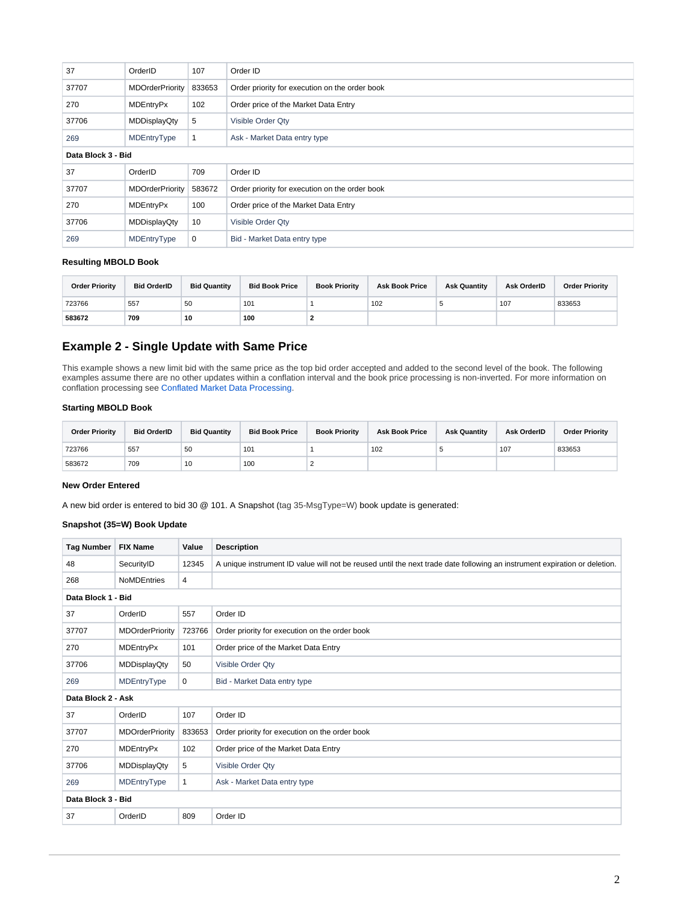| | | | |
|---|---|---|---|
| 37 | OrderID | 107 | Order ID |
| 37707 | MDOrderPriority | 833653 | Order priority for execution on the order book |
| 270 | MDEntryPx | 102 | Order price of the Market Data Entry |
| 37706 | MDDisplayQty | 5 | Visible Order Qty |
| 269 | MDEntryType | 1 | Ask - Market Data entry type |
| **Data Block 3 - Bid** | | | |
| 37 | OrderID | 709 | Order ID |
| 37707 | MDOrderPriority | 583672 | Order priority for execution on the order book |
| 270 | MDEntryPx | 100 | Order price of the Market Data Entry |
| 37706 | MDDisplayQty | 10 | Visible Order Qty |
| 269 | MDEntryType | 0 | Bid - Market Data entry type |

### Resulting MBOLD Book

| Order Priority | Bid OrderID | Bid Quantity | Bid Book Price | Book Priority | Ask Book Price | Ask Quantity | Ask OrderID | Order Priority |
|---|---|---|---|---|---|---|---|---|
| 723766 | 557 | 50 | 101 | 1 | 102 | 5 | 107 | 833653 |
| **583672** | **709** | **10** | **100** | **2** | | | | |

## Example 2 - Single Update with Same Price

This example shows a new limit bid with the same price as the top bid order accepted and added to the second level of the book. The following examples assume there are no other updates within a conflation interval and the book price processing is non-inverted. For more information on conflation processing see Conflated Market Data Processing.

### Starting MBOLD Book

| Order Priority | Bid OrderID | Bid Quantity | Bid Book Price | Book Priority | Ask Book Price | Ask Quantity | Ask OrderID | Order Priority |
|---|---|---|---|---|---|---|---|---|
| 723766 | 557 | 50 | 101 | 1 | 102 | 5 | 107 | 833653 |
| 583672 | 709 | 10 | 100 | 2 | | | | |

### New Order Entered

A new bid order is entered to bid 30 @ 101. A Snapshot (tag 35-MsgType=W) book update is generated:

### Snapshot (35=W) Book Update

| Tag Number | FIX Name | Value | Description |
|---|---|---|---|
| 48 | SecurityID | 12345 | A unique instrument ID value will not be reused until the next trade date following an instrument expiration or deletion. |
| 268 | NoMDEntries | 4 | |
| **Data Block 1 - Bid** | | | |
| 37 | OrderID | 557 | Order ID |
| 37707 | MDOrderPriority | 723766 | Order priority for execution on the order book |
| 270 | MDEntryPx | 101 | Order price of the Market Data Entry |
| 37706 | MDDisplayQty | 50 | Visible Order Qty |
| 269 | MDEntryType | 0 | Bid - Market Data entry type |
| **Data Block 2 - Ask** | | | |
| 37 | OrderID | 107 | Order ID |
| 37707 | MDOrderPriority | 833653 | Order priority for execution on the order book |
| 270 | MDEntryPx | 102 | Order price of the Market Data Entry |
| 37706 | MDDisplayQty | 5 | Visible Order Qty |
| 269 | MDEntryType | 1 | Ask - Market Data entry type |
| **Data Block 3 - Bid** | | | |
| 37 | OrderID | 809 | Order ID |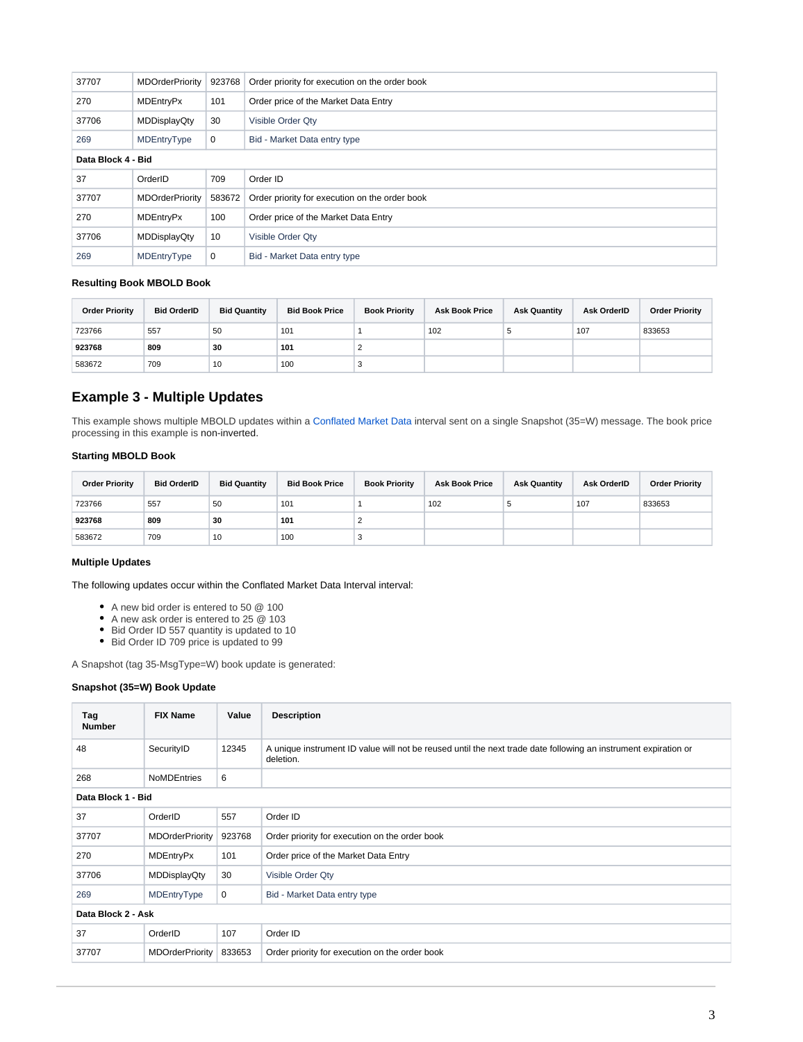| | | | |
|---|---|---|---|
| 37707 | MDOrderPriority | 923768 | Order priority for execution on the order book |
| 270 | MDEntryPx | 101 | Order price of the Market Data Entry |
| 37706 | MDDisplayQty | 30 | Visible Order Qty |
| 269 | MDEntryType | 0 | Bid - Market Data entry type |
| **Data Block 4 - Bid** | | | |
| 37 | OrderID | 709 | Order ID |
| 37707 | MDOrderPriority | 583672 | Order priority for execution on the order book |
| 270 | MDEntryPx | 100 | Order price of the Market Data Entry |
| 37706 | MDDisplayQty | 10 | Visible Order Qty |
| 269 | MDEntryType | 0 | Bid - Market Data entry type |

#### Resulting Book MBOLD Book

| Order Priority | Bid OrderID | Bid Quantity | Bid Book Price | Book Priority | Ask Book Price | Ask Quantity | Ask OrderID | Order Priority |
|---|---|---|---|---|---|---|---|---|
| 723766 | 557 | 50 | 101 | 1 | 102 | 5 | 107 | 833653 |
| **923768** | **809** | **30** | **101** | 2 | | | | |
| 583672 | 709 | 10 | 100 | 3 | | | | |

## Example 3 - Multiple Updates

This example shows multiple MBOLD updates within a Conflated Market Data interval sent on a single Snapshot (35=W) message. The book price processing in this example is non-inverted.

#### Starting MBOLD Book

| Order Priority | Bid OrderID | Bid Quantity | Bid Book Price | Book Priority | Ask Book Price | Ask Quantity | Ask OrderID | Order Priority |
|---|---|---|---|---|---|---|---|---|
| 723766 | 557 | 50 | 101 | 1 | 102 | 5 | 107 | 833653 |
| **923768** | **809** | **30** | **101** | 2 | | | | |
| 583672 | 709 | 10 | 100 | 3 | | | | |

#### Multiple Updates

The following updates occur within the Conflated Market Data Interval interval:

- A new bid order is entered to 50 @ 100
- A new ask order is entered to 25 @ 103
- Bid Order ID 557 quantity is updated to 10
- Bid Order ID 709 price is updated to 99

A Snapshot (tag 35-MsgType=W) book update is generated:

#### Snapshot (35=W) Book Update

| Tag Number | FIX Name | Value | Description |
|---|---|---|---|
| 48 | SecurityID | 12345 | A unique instrument ID value will not be reused until the next trade date following an instrument expiration or deletion. |
| 268 | NoMDEntries | 6 | |
| **Data Block 1 - Bid** | | | |
| 37 | OrderID | 557 | Order ID |
| 37707 | MDOrderPriority | 923768 | Order priority for execution on the order book |
| 270 | MDEntryPx | 101 | Order price of the Market Data Entry |
| 37706 | MDDisplayQty | 30 | Visible Order Qty |
| 269 | MDEntryType | 0 | Bid - Market Data entry type |
| **Data Block 2 - Ask** | | | |
| 37 | OrderID | 107 | Order ID |
| 37707 | MDOrderPriority | 833653 | Order priority for execution on the order book |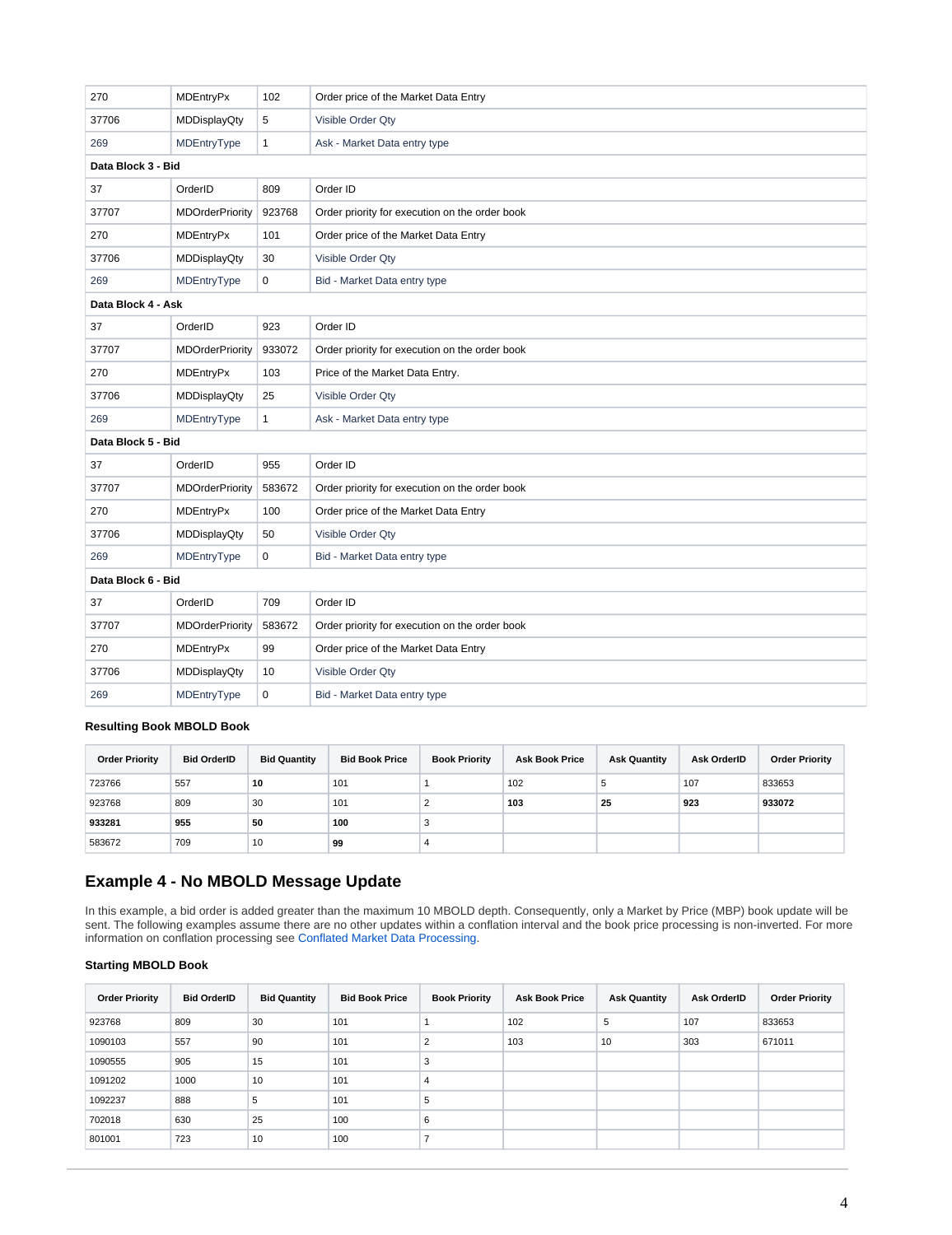| | | | |
|---|---|---|---|
| 270 | MDEntryPx | 102 | Order price of the Market Data Entry |
| 37706 | MDDisplayQty | 5 | Visible Order Qty |
| 269 | MDEntryType | 1 | Ask - Market Data entry type |
| **Data Block 3 - Bid** | | | |
| 37 | OrderID | 809 | Order ID |
| 37707 | MDOrderPriority | 923768 | Order priority for execution on the order book |
| 270 | MDEntryPx | 101 | Order price of the Market Data Entry |
| 37706 | MDDisplayQty | 30 | Visible Order Qty |
| 269 | MDEntryType | 0 | Bid - Market Data entry type |
| **Data Block 4 - Ask** | | | |
| 37 | OrderID | 923 | Order ID |
| 37707 | MDOrderPriority | 933072 | Order priority for execution on the order book |
| 270 | MDEntryPx | 103 | Price of the Market Data Entry. |
| 37706 | MDDisplayQty | 25 | Visible Order Qty |
| 269 | MDEntryType | 1 | Ask - Market Data entry type |
| **Data Block 5 - Bid** | | | |
| 37 | OrderID | 955 | Order ID |
| 37707 | MDOrderPriority | 583672 | Order priority for execution on the order book |
| 270 | MDEntryPx | 100 | Order price of the Market Data Entry |
| 37706 | MDDisplayQty | 50 | Visible Order Qty |
| 269 | MDEntryType | 0 | Bid - Market Data entry type |
| **Data Block 6 - Bid** | | | |
| 37 | OrderID | 709 | Order ID |
| 37707 | MDOrderPriority | 583672 | Order priority for execution on the order book |
| 270 | MDEntryPx | 99 | Order price of the Market Data Entry |
| 37706 | MDDisplayQty | 10 | Visible Order Qty |
| 269 | MDEntryType | 0 | Bid - Market Data entry type |

**Resulting Book MBOLD Book**

| Order Priority | Bid OrderID | Bid Quantity | Bid Book Price | Book Priority | Ask Book Price | Ask Quantity | Ask OrderID | Order Priority |
|---|---|---|---|---|---|---|---|---|
| 723766 | 557 | **10** | 101 | 1 | 102 | 5 | 107 | 833653 |
| 923768 | 809 | 30 | 101 | 2 | **103** | **25** | **923** | **933072** |
| **933281** | **955** | **50** | **100** | 3 | | | | |
| 583672 | 709 | 10 | **99** | 4 | | | | |

## Example 4 - No MBOLD Message Update

In this example, a bid order is added greater than the maximum 10 MBOLD depth. Consequently, only a Market by Price (MBP) book update will be sent. The following examples assume there are no other updates within a conflation interval and the book price processing is non-inverted. For more information on conflation processing see Conflated Market Data Processing.

**Starting MBOLD Book**

| Order Priority | Bid OrderID | Bid Quantity | Bid Book Price | Book Priority | Ask Book Price | Ask Quantity | Ask OrderID | Order Priority |
|---|---|---|---|---|---|---|---|---|
| 923768 | 809 | 30 | 101 | 1 | 102 | 5 | 107 | 833653 |
| 1090103 | 557 | 90 | 101 | 2 | 103 | 10 | 303 | 671011 |
| 1090555 | 905 | 15 | 101 | 3 | | | | |
| 1091202 | 1000 | 10 | 101 | 4 | | | | |
| 1092237 | 888 | 5 | 101 | 5 | | | | |
| 702018 | 630 | 25 | 100 | 6 | | | | |
| 801001 | 723 | 10 | 100 | 7 | | | | |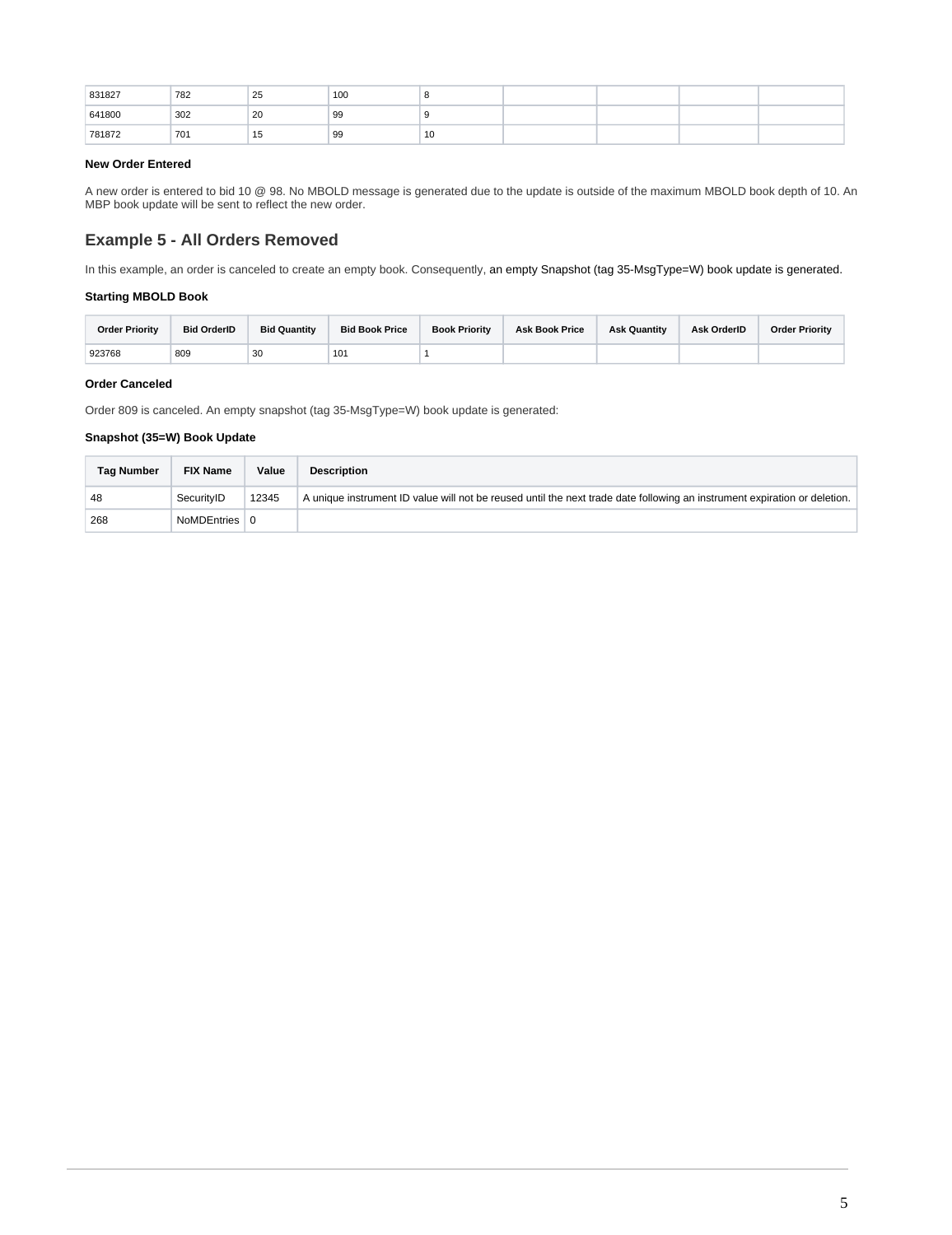| | | | | | | | | |
|---|---|---|---|---|---|---|---|---|
| 831827 | 782 | 25 | 100 | 8 | | | | |
| 641800 | 302 | 20 | 99 | 9 | | | | |
| 781872 | 701 | 15 | 99 | 10 | | | | |

**New Order Entered**

A new order is entered to bid 10 @ 98. No MBOLD message is generated due to the update is outside of the maximum MBOLD book depth of 10. An MBP book update will be sent to reflect the new order.

## Example 5 - All Orders Removed

In this example, an order is canceled to create an empty book. Consequently, an empty Snapshot (tag 35-MsgType=W) book update is generated.

**Starting MBOLD Book**

| Order Priority | Bid OrderID | Bid Quantity | Bid Book Price | Book Priority | Ask Book Price | Ask Quantity | Ask OrderID | Order Priority |
|---|---|---|---|---|---|---|---|---|
| 923768 | 809 | 30 | 101 | 1 | | | | |

**Order Canceled**

Order 809 is canceled. An empty snapshot (tag 35-MsgType=W) book update is generated:

**Snapshot (35=W) Book Update**

| Tag Number | FIX Name | Value | Description |
|---|---|---|---|
| 48 | SecurityID | 12345 | A unique instrument ID value will not be reused until the next trade date following an instrument expiration or deletion. |
| 268 | NoMDEntries | 0 | |